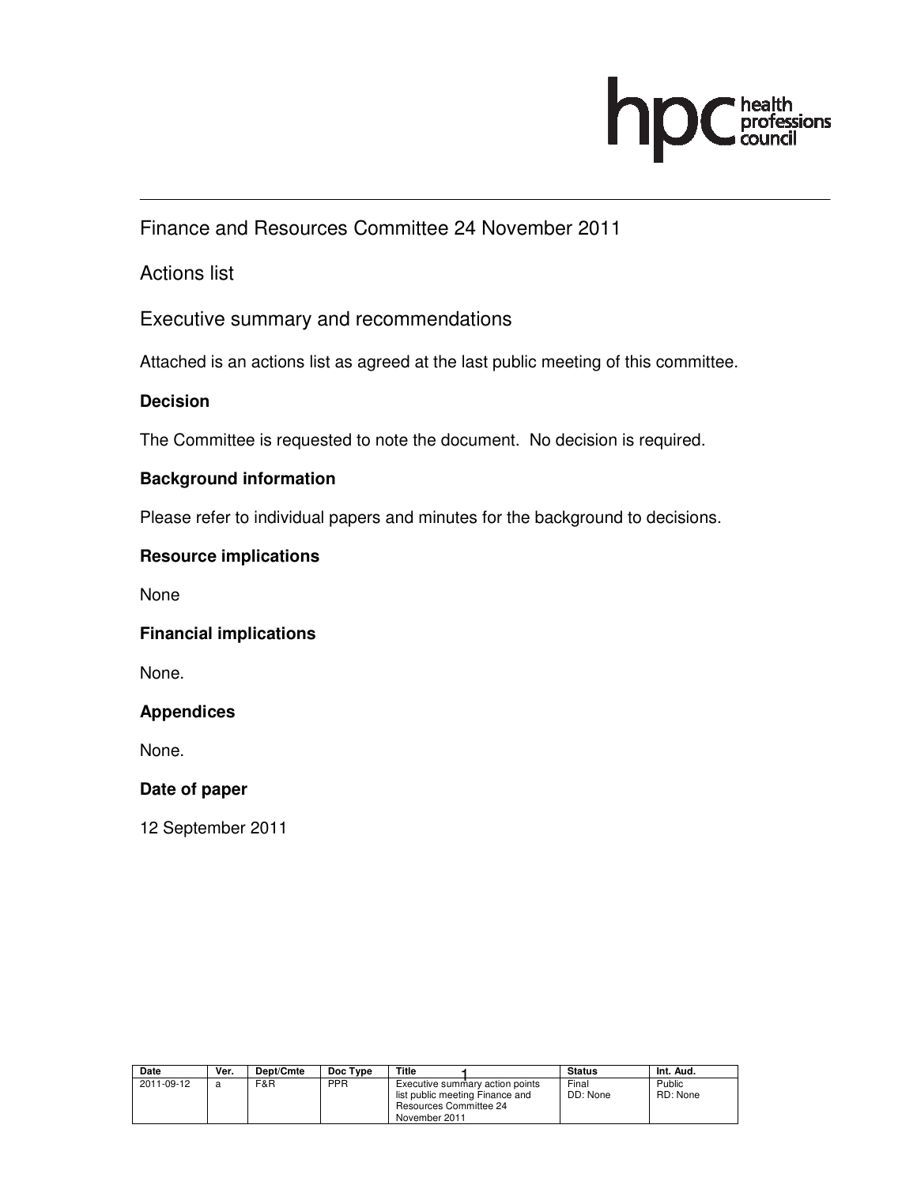# Finance and Resources Committee 24 November 2011

## Actions list

## Executive summary and recommendations

Attached is an actions list as agreed at the last public meeting of this committee.

### Decision

The Committee is requested to note the document. No decision is required.

### Background information

Please refer to individual papers and minutes for the background to decisions.

### Resource implications

None

### Financial implications

None.

### Appendices

None.

### Date of paper

12 September 2011

| Date | Ver. | Dept/Cmte | Doc Type | Title | Status | Int. Aud. |
|---|---|---|---|---|---|---|
| 2011-09-12 | a | F&R | PPR | Executive summary action points list public meeting Finance and Resources Committee 24 November 2011 | Final DD: None | Public RD: None |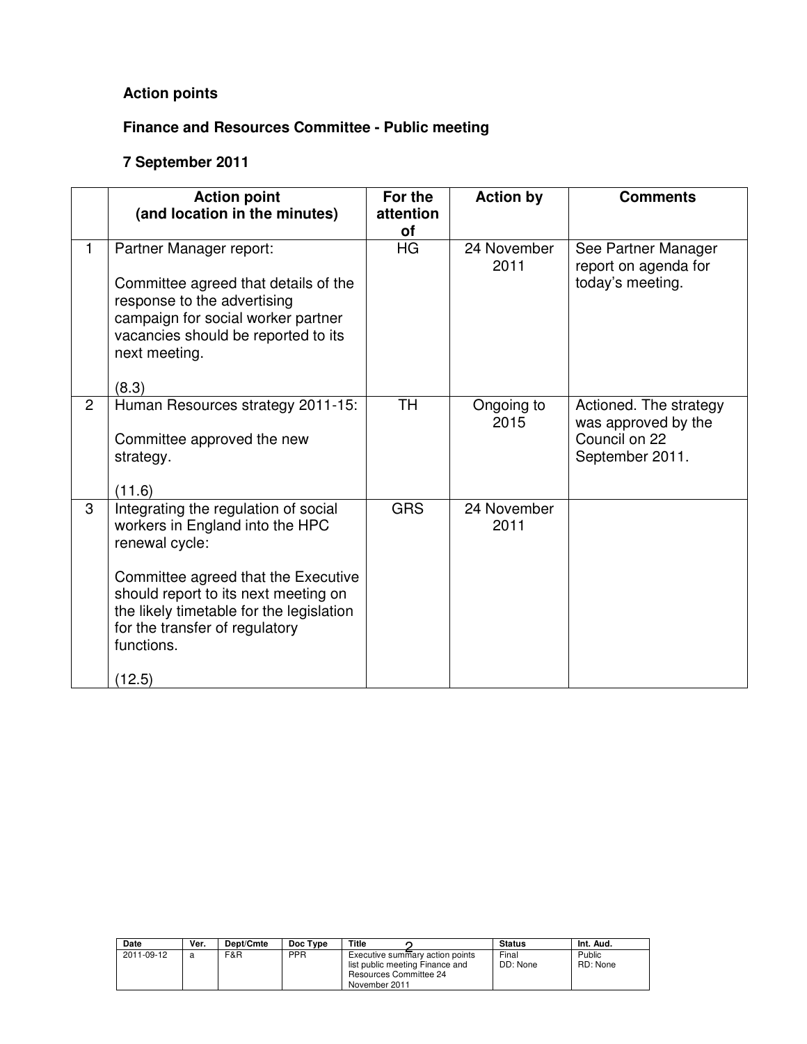**Action points**

**Finance and Resources Committee - Public meeting**

**7 September 2011**

| | Action point (and location in the minutes) | For the attention of | Action by | Comments |
|---|---|---|---|---|
| 1 | Partner Manager report:<br><br>Committee agreed that details of the response to the advertising campaign for social worker partner vacancies should be reported to its next meeting.<br><br>(8.3) | HG | 24 November 2011 | See Partner Manager report on agenda for today's meeting. |
| 2 | Human Resources strategy 2011-15:<br><br>Committee approved the new strategy.<br><br>(11.6) | TH | Ongoing to 2015 | Actioned. The strategy was approved by the Council on 22 September 2011. |
| 3 | Integrating the regulation of social workers in England into the HPC renewal cycle:<br><br>Committee agreed that the Executive should report to its next meeting on the likely timetable for the legislation for the transfer of regulatory functions.<br><br>(12.5) | GRS | 24 November 2011 | |

| Date | Ver. | Dept/Cmte | Doc Type | Title | Status | Int. Aud. |
|---|---|---|---|---|---|---|
| 2011-09-12 | a | F&R | PPR | Executive summary action points list public meeting Finance and Resources Committee 24 November 2011 | Final<br>DD: None | Public<br>RD: None |